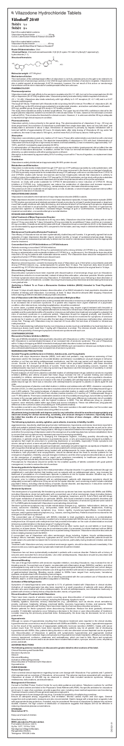# R Vilazodone Hydrochloride Tablets

## *Vilodon® 20/40*

विलोडोन २०

विलोडोन ४०

Each film-coated tablet contains:
Vilazodone Hydrochloride ........................ 20 mg
Colours: Lake Sunset Yellow & Titanium Dioxide IP

Each film-coated tablet contains:
Vilazodone Hydrochloride ........................ 40 mg
Colours: Lake Brilliant Blue & Titanium Dioxide IP

**Route Of Administration:** Oral

**Chemical Name:** 5-(4-[4-(5-cyano-1H-indol-3-yl)butyl]piperazin-1-yl)benzofuran-2-carboxamide hydrochloride (1:1).

**Structural formula:**

**Molecular weight:** 477.99 g/mol

**Mechanism of Action**

The mechanism of the antidepressant effect of vilazodone is not fully understood but is thought to be related to its enhancement of serotonergic activity in the CNS through selective inhibition of serotonin reuptake. Vilazodone is also a partial agonist at serotonergic 5-HT1A receptors; however, the net result of this action on serotonergic transmission and its role in vilazodone's antidepressant effect are unknown.

### PHARMACOLOGY:

**Pharmacodynamics**

Vilazodone binds with high affinity to the serotonin reuptake site (Ki = 0.1 nM), but not to the norepinephrine (Ki = 56 nM) or dopamine (Ki = 37 nM) reuptake sites. Vilazodone potently and selectively inhibits reuptake of serotonin (IC = 1.6 nM). Vilazodone also binds selectively with high affinity to 5-HT receptors (IC = 2.1 nM) and is a 5-HT receptor partial agonist.

The maximum QTc (QTcF) was not affected with vilazodone at therapeutic and supratherapeutic doses.

**Pharmacokinetics**

Vilazodone activity is due primarily to the parent drug. The pharmacokinetics of vilazodone (5 mg – 80 mg) are dose-proportional. Accumulation of vilazodone is predictable from single dose data, does not vary with dose, and steady-state is achieved in about 3 days. Elimination of vilazodone is primarily by hepatic metabolism with a terminal half-life of approximately 25 hours.

**Absorption**

Vilazodone concentrations peak at a median of 4-5 hours ($T_{max}$) after administration and decline with a terminal half-life of approximately 25 hours. The absolute bioavailability of vilazodone is 72% with food. Administration of vilazodone with food (high fat or light meal) increases oral bioavailability ($C_{max}$ increased by approximately 147-160%, and AUC increased by approximately 64-85%).

**Distribution**

Vilazodone is widely distributed and approximately 96-99% protein-bound.

**Metabolism and Elimination**

Vilazodone is extensively metabolized through CYP and non-CYP pathways (possibly by carboxylesterase), with only 1% of the dose recovered in the urine and 2% of the dose recovered in the feces as unchanged vilazodone. CYP3A4 is primarily responsible for its metabolism among CYP pathways, with minor contributions from CYP2C19 and CYP2D6.

### INDICATIONS AND USAGE

Vilazodone is indicated for the treatment of major depressive disorder (MDD) in adults.

### DOSAGE AND ADMINISTRATION

**Initial Treatment of Major Depressive Disorder**

The recommended dose for Vilazodone is 40 mg once daily. Vilazodone should be titrated, starting with an initial dose of 10 mg once daily for 7 days, followed by 20 mg once daily for an additional 7 days, and then an increase to 40 mg once daily. Vilazodone should be taken with food.

**Maintenance/Continuation/Extended Treatment**

The efficacy of Vilazodone has not been systematically studied beyond 8 weeks. It is generally agreed that acute episodes of major depressive disorder require several months or longer of sustained pharmacologic therapy.

**Concomitant Use of CYP3A4 Inhibitors or CYP3A4 Inducers**

*Patients receiving concomitant CYP3A4 inhibitors*

The Vilazodone dose should be reduced to 20 mg when co-administered with strong inhibitors of CYP3A4.

*Patients receiving concomitant CYP3A4 inducers*

**Discontinuing Treatment**

**Switching a Patient To or From a Monoamine Oxidase Inhibitor (MAOI) Intended to Treat Psychiatric Disorders**

At least 14 days should elapse between discontinuation of an MAOI intended to treat psychiatric disorders and initiation of therapy with Vilazodone. Conversely, at least 14 days should be allowed after stopping Vilazodone before starting an MAOI intended to treat psychiatric disorders.

**Use of Vilazodone with Other MAOIs such as Linezolid or Methylene Blue**

### CONTRAINDICATIONS

**Monoamine Oxidase Inhibitors (MAOIs)**

The use of MAOIs intended to treat psychiatric disorders with Vilazodone or within 14 days of stopping treatment with Vilazodone is contraindicated because of an increased risk of serotonin syndrome.

### WARNINGS AND PRECAUTIONS

**Suicidal Thoughts and Behaviors in Children, Adolescents, and Young Adults**

Patients with major depressive disorder (MDD), both adult and pediatric, may experience worsening of their depression and/or the emergence of suicidal ideation and behavior (suicidality) or unusual changes in behavior, whether or not they are taking antidepressant medications.

All patients being treated with antidepressants for any indication should be monitored appropriately and observed closely for clinical worsening, suicidality, and unusual changes in behavior, especially during the initial few months of a course of drug therapy, or at times of dose changes, either increases or decreases.

The following symptoms, anxiety, agitation, panic attacks, insomnia, irritability, hostility, aggressiveness, impulsivity, akathisia (psychomotor restlessness), hypomania, and mania, have been reported in adult and pediatric patients being treated with antidepressants.

**Screening patients for bipolar disorder**

A major depressive episode may be the initial presentation of bipolar disorder.

**Serotonin Syndrome**

The development of a potentially life-threatening serotonin syndrome has been reported with SNRIs and SSRIs, including Vilazodone, alone but particularly with concomitant use of other serotonergic drugs (including triptans, tricyclic antidepressants, fentanyl, lithium, tramadol, tryptophan, buspirone, and St. John's Wort) and with drugs that impair metabolism of serotonin (in particular, MAOIs).

**Seizures**

Vilazodone has not been systematically evaluated in patients with a seizure disorder.

**Abnormal Bleeding**

The use of drugs that interfere with serotonin reuptake inhibition, including Vilazodone, may increase the risk of bleeding events.

**Activation of Mania/Hypomania**

Symptoms of mania/hypomania were reported in 0.1% of patients treated with Vilazodone in clinical studies.

**Discontinuation of Treatment with Vilazodone**

There have been reports of adverse events occurring upon discontinuation of serotonergic antidepressants, particularly when discontinuation is abrupt.

**Hyponatremia**

Hyponatremia can occur as a result of treatment with SSRIs and SNRIs, including Vilazodone.

### ADVERSE REACTIONS

The following adverse reactions are discussed in greater detail in other sections of the label:

- Clinical Worsening and Suicide Risk
- Serotonin Syndrome
- Seizure
- Abnormal Bleeding
- Activation of Mania/Hypomania
- Discontinuation of Treatment with Vilazodone
- Hyponatremia

### OVERDOSAGE

**Human Experience**

There is limited clinical experience regarding human overdosage with Vilazodone.

**Management of Overdose**

Consult a Certified Poison Control Center for up-to-date guidance and advice. No specific antidotes for vilazodone are known.

### STORAGE

Store below 30°C.

Keep out of reach of children.

Manufactured by:

**MSN Laboratories Private Limited,**

(Formulations Division, Unit-II)

Sy.No. 1277, 1319 to 1324,

Nandigama (Village & Mandal),

Rangareddy (District),

Telangana - 509 228, India.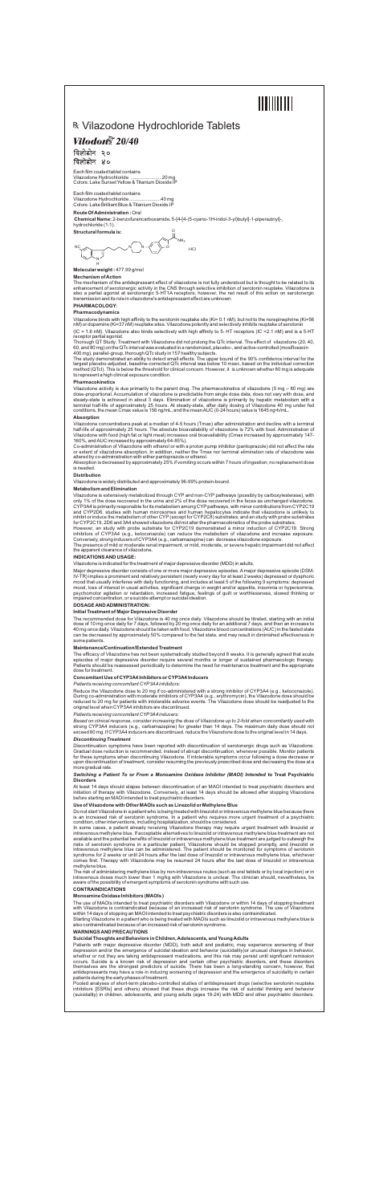# ℞ Vilazodone Hydrochloride Tablets

## *Vilodon*® *20/40*

विलोडोन २०

विलोडोन ४०

Each film coated tablet contains
Vilazodone Hydrochloride ......................20 mg
Colors: Lake Sunset Yellow & Titanium Dioxide IP

Each film coated tablet contains
Vilazodone Hydrochloride ......................40 mg
Colors: Lake Brilliant Blue & Titanium Dioxide IP

**Route Of Administration :** Oral

**Chemical Name:** 2-benzofurancarboxamide, 5-[4-[4-(5-cyano-1H-indol-3-yl)butyl]-1-piperazinyl]-, hydrochloride (1:1).

**Structural formula is:**

.HCl

**Molecular weight :** 477.99 g/mol

**Mechanism of Action**

The mechanism of the antidepressant effect of vilazodone is not fully understood but is thought to be related to its enhancement of serotonergic activity in the CNS through selective inhibition of serotonin reuptake. Vilazodone is also a partial agonist at serotonergic 5-HT1A receptors; however, the net result of this action on serotonergic transmission and its role in vilazodone's antidepressant effect are unknown.

**PHARMACOLOGY:**

**Pharmacodynamics**

Vilazodone binds with high affinity to the serotonin reuptake site (Ki= 0.1 nM), but not to the norepinephrine (Ki=56 nM) or dopamine (Ki=37 nM) reuptake sites. Vilazodone potently and selectively inhibits reuptake of serotonin

(IC = 1.6 nM). Vilazodone also binds selectively with high affinity to 5- HT receptors (IC =2.1 nM) and is a 5-HT receptor partial agonist.

Thorough QT Study: Treatment with Vilazodone did not prolong the QTc interval. The effect of vilazodone (20, 40, 60, and 80 mg) on the QTc interval was evaluated in a randomized, placebo-, and active-controlled (moxifloxacin 400 mg), parallel-group, thorough QTc study in 157 healthy subjects.

The study demonstrated an ability to detect small effects. The upper bound of the 90% confidence interval for the largest placebo-adjusted, baseline-corrected QTc interval was below 10 msec, based on the individual correction method (QTcI). This is below the threshold for clinical concern. However, it is unknown whether 80 mg is adequate to represent a high clinical exposure condition.

**Pharmacokinetics**

Vilazodone activity is due primarily to the parent drug. The pharmacokinetics of vilazodone (5 mg – 80 mg) are dose-proportional. Accumulation of vilazodone is predictable from single dose data, does not vary with dose, and steady-state is achieved in about 3 days. Elimination of vilazodone is primarily by hepatic metabolism with a terminal half-life of approximately 25 hours. At steady-state, after daily dosing of Vilazodone 40 mg under fed conditions, the mean Cmax value is 156 ng/mL, and the mean AUC (0-24 hours) value is 1645 ng·h/mL.

**Absorption**

Vilazodone concentrations peak at a median of 4-5 hours (Tmax) after administration and decline with a terminal half-life of approximately 25 hours. The absolute bioavailability of vilazodone is 72% with food. Administration of Vilazodone with food (high fat or light meal) increases oral bioavailability (Cmax increased by approximately 147-160%, and AUC increased by approximately 64-85%).

Co-administration of Vilazodone with ethanol or with a proton pump inhibitor (pantoprazole) did not affect the rate or extent of vilazodone absorption. In addition, neither the Tmax nor terminal elimination rate of vilazodone was altered by co-administration with either pantoprazole or ethanol.

Absorption is decreased by approximately 25% if vomiting occurs within 7 hours of ingestion; no replacement dose is needed.

**Distribution**

Vilazodone is widely distributed and approximately 96-99% protein-bound.

**Metabolism and Elimination**

Vilazodone is extensively metabolized through CYP and non-CYP pathways (possibly by carboxylesterase), with only 1% of the dose recovered in the urine and 2% of the dose recovered in the feces as unchanged vilazodone. CYP3A4 is primarily responsible for its metabolism among CYP pathways, with minor contributions from CYP2C19 and CYP2D6. In vitro studies with human microsomes and human hepatocytes indicate that vilazodone is unlikely to inhibit or induce the metabolism of other CYP (except for CYP2C8) substrates; and an in vivo study with probe substrates for CYP2C19, 2D6 and 3A4 showed vilazodone did not alter the pharmacokinetics of the probe substrates.

However, an in vivo study with probe substrate for CYP2C19 demonstrated a minor induction of CYP2C19. Strong inhibitors of CYP3A4 (e.g., ketoconazole) can reduce the metabolism of vilazodone in vivo and increase exposure. Conversely, strong inducers of CYP3A4 (e.g., carbamazepine) can decrease vilazodone exposure.

The presence of mild or moderate renal impairment, or mild, moderate, or severe hepatic impairment did not affect the apparent clearance of vilazodone.

**INDICATIONS AND USAGE:**

Vilazodone is indicated for the treatment of major depressive disorder (MDD) in adults.

Major depressive disorder consists of one or more major depressive episodes. A major depressive episode (DSM-IV-TR) implies a prominent and relatively persistent (nearly every day for at least 2 weeks) depressed or dysphoric mood that usually interferes with daily functioning, and includes at least 5 of the following 9 symptoms: depressed mood, loss of interest in usual activities, significant change in weight and/or appetite, insomnia or hypersomnia, psychomotor agitation or retardation, increased fatigue, feelings of guilt or worthlessness, slowed thinking or impaired concentration, or a suicide attempt or suicidal ideation.

**DOSAGE AND ADMINISTRATION:**

**Initial Treatment of Major Depressive Disorder**

The recommended dose for Vilazodone is 40 mg once daily. Vilazodone should be titrated, starting with an initial dose of 10 mg once daily for 7 days, followed by 20 mg once daily for an additional 7 days, and then an increase to 40 mg once daily. Vilazodone should be taken with food. Vilazodone blood concentrations (AUC) in the fasted state can be decreased by approximately 50% compared to the fed state, and may result in diminished effectiveness in some patients.

**Maintenance/Continuation/Extended Treatment**

The efficacy of Vilazodone has not been systematically studied beyond 8 weeks. It is generally agreed that acute episodes of major depressive disorder require several months or longer of sustained pharmacologic therapy. Patients should be reassessed periodically to determine the need for maintenance treatment and the appropriate dose for treatment.

**Concomitant Use of CYP3A4 Inhibitors or CYP3A4 Inducers**

*Patients receiving concomitant CYP3A4 inhibitors:*

Reduce the Vilazodone dose to 20 mg if co-administered with a strong inhibitor of CYP3A4 (e.g., ketoconazole). During co-administration with moderate inhibitors of CYP3A4 (e.g., erythromycin), the Vilazodone dose should be reduced to 20 mg for patients with intolerable adverse events. The Vilazodone dose should be readjusted to the original level when CYP3A4 inhibitors are discontinued.

*Patients receiving concomitant CYP3A4 inducers:*

*Based on clinical response, consider increasing the dose of Vilazodone up to 2-fold when concomitantly* used with strong CYP3A4 inducers (e.g., carbamazepine) for greater than 14 days. The maximum daily dose should not exceed 80 mg. If CYP3A4 inducers are discontinued, reduce the Vilazodone dose to the original level in 14 days.

***Discontinuing Treatment***

Discontinuation symptoms have been reported with discontinuation of serotonergic drugs such as Vilazodone. Gradual dose reduction is recommended, instead of abrupt discontinuation, whenever possible. Monitor patients for these symptoms when discontinuing Vilazodone. If intolerable symptoms occur following a dose decrease or upon discontinuation of treatment, consider resuming the previously prescribed dose and decreasing the dose at a more gradual rate.

***Switching a Patient To or From a Monoamine Oxidase Inhibitor (MAOI) Intended to Treat Psychiatric Disorders***

At least 14 days should elapse between discontinuation of an MAOI intended to treat psychiatric disorders and initiation of therapy with Vilazodone. Conversely, at least 14 days should be allowed after stopping Vilazodone before starting an MAOI intended to treat psychiatric disorders.

**Use of Vilazodone with Other MAOIs such as Linezolid or Methylene Blue**

Do not start Vilazodone in a patient who is being treated with linezolid or intravenous methylene blue because there is an increased risk of serotonin syndrome. In a patient who requires more urgent treatment of a psychiatric condition, other interventions, including hospitalization, should be considered.

In some cases, a patient already receiving Vilazodone therapy may require urgent treatment with linezolid or intravenous methylene blue. If acceptable alternatives to linezolid or intravenous methylene blue treatment are not available and the potential benefits of linezolid or intravenous methylene blue treatment are judged to outweigh the risks of serotonin syndrome in a particular patient, Vilazodone should be stopped promptly, and linezolid or intravenous methylene blue can be administered. The patient should be monitored for symptoms of serotonin syndrome for 2 weeks or until 24 hours after the last dose of linezolid or intravenous methylene blue, whichever comes first. Therapy with Vilazodone may be resumed 24 hours after the last dose of linezolid or intravenous methylene blue.

The risk of administering methylene blue by non-intravenous routes (such as oral tablets or by local injection) or in intravenous doses much lower than 1 mg/kg with Vilazodone is unclear. The clinician should, nevertheless, be aware of the possibility of emergent symptoms of serotonin syndrome with such use.

**CONTRAINDICATIONS**

**Monoamine Oxidase Inhibitors (MAOIs)**

The use of MAOIs intended to treat psychiatric disorders with Vilazodone or within 14 days of stopping treatment with Vilazodone is contraindicated because of an increased risk of serotonin syndrome. The use of Vilazodone within 14 days of stopping an MAOI intended to treat psychiatric disorders is also contraindicated.

Starting Vilazodone in a patient who is being treated with MAOIs such as linezolid or intravenous methylene blue is also contraindicated because of an increased risk of serotonin syndrome.

**WARNINGS AND PRECAUTIONS**

**Suicidal Thoughts and Behaviors in Children, Adolescents, and Young Adults**

Patients with major depressive disorder (MDD), both adult and pediatric, may experience worsening of their depression and/or the emergence of suicidal ideation and behavior (suicidality) or unusual changes in behavior, whether or not they are taking antidepressant medications, and this risk may persist until significant remission occurs. Suicide is a known risk of depression and certain other psychiatric disorders, and these disorders themselves are the strongest predictors of suicide. There has been a long-standing concern, however, that antidepressants may have a role in inducing worsening of depression and the emergence of suicidality in certain patients during the early phases of treatment.

Pooled analyses of short-term placebo-controlled studies of antidepressant drugs (selective serotonin reuptake inhibitors [SSRIs] and others) showed that these drugs increase the risk of suicidal thinking and behavior (suicidality) in children, adolescents, and young adults (ages 18-24) with MDD and other psychiatric disorders.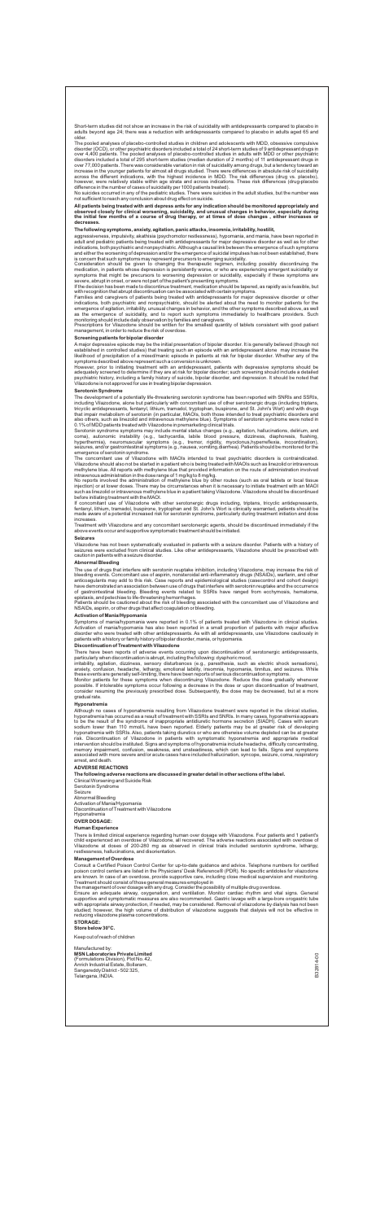Short-term studies did not show an increase in the risk of suicidality with antidepressants compared to placebo in adults beyond age 24; there was a reduction with antidepressants compared to placebo in adults aged 65 and older.

The pooled analyses of placebo-controlled studies in children and adolescents with MDD, obsessive compulsive disorder (OCD), or other psychiatric disorders included a total of 24 short-term studies of 9 antidepressant drugs in over 4,400 patients. The pooled analyses of placebo-controlled studies in adults with MDD or other psychiatric disorders included a total of 295 short-term studies (median duration of 2 months) of 11 antidepressant drugs in over 77,000 patients. There was considerable variation in risk of suicidality among drugs, but a tendency toward an increase in the younger patients for almost all drugs studied. There were differences in absolute risk of suicidality across the different indications, with the highest incidence in MDD. The risk differences (drug vs. placebo), however, were relatively stable within age strata and across indications. These risk differences (drug-placebo difference in the number of cases of suicidality per 1000 patients treated).

No suicides occurred in any of the pediatric studies. There were suicides in the adult studies, but the number was not sufficient to reach any conclusion about drug effect on suicide.

**All patients being treated with anti depress ants for any indication should be monitored appropriately and observed closely for clinical worsening, suicidality, and unusual change in behavior, especially during the initial few months of a course of drug therapy, or at times of dose changes , either increases or decreases.**

**The following symptoms, anxiety, agitation, panic attacks, insomnia, irritability, hostility,**

aggressiveness, impulsivity, akathisia (psychomotor restlessness), hypomania, and mania, have been reported in adult and pediatric patients being treated with antidepressants for major depressive disorder as well as for other indications, both psychiatric and nonpsychiatric. Although a causal link between the emergence of such symptoms and either the worsening of depression and/or the emergence of suicidal impulses has not been established, there is concern that such symptoms may represent precursors to emerging suicidality.

Consideration should be given to changing the therapeutic regimen, including possibly discontinuing the medication, in patients whose depression is persistently worse, or who are experiencing emergent suicidality or symptoms that might be precursors to worsening depression or suicidality, especially if these symptoms are severe, abrupt in onset, or were not part of the patient's presenting symptoms.

If the decision has been made to discontinue treatment, medication should be tapered, as rapidly as is feasible, but with recognition that abrupt discontinuation can be associated with certain symptoms.

Families and caregivers of patients being treated with antidepressants for major depressive disorder or other indications, both psychiatric and nonpsychiatric, should be alerted about the need to monitor patients for the emergence of agitation, irritability, unusual changes in behavior, and the other symptoms described above, as well as the emergence of suicidality, and to report such symptoms immediately to healthcare providers. Such monitoring should include daily observation by families and caregivers.

Prescriptions for Vilazodone should be written for the smallest quantity of tablets consistent with good patient management, in order to reduce the risk of overdose.

**Screening patients for bipolar disorder**

A major depressive episode may be the initial presentation of bipolar disorder. It is generally believed (though not established in controlled studies) that treating such an episode with an antidepressant alone may increase the likelihood of precipitation of a mixed/manic episode in patients at risk for bipolar disorder. Whether any of the symptoms described above represent such a conversion is unknown.

However, prior to initiating treatment with an antidepressant, patients with depressive symptoms should be adequately screened to determine if they are at risk for bipolar disorder; such screening should include a detailed psychiatric history, including a family history of suicide, bipolar disorder, and depression. It should be noted that Vilazodone is not approved for use in treating bipolar depression.

**Serotonin Syndrome**

The development of a potentially life-threatening serotonin syndrome has been reported with SNRIs and SSRIs, including Vilazodone, alone but particularly with concomitant use of other serotonergic drugs (including triptans, tricyclic antidepressants, fentanyl, lithium, tramadol, tryptophan, buspirone, and St. John's Wort) and with drugs that impair metabolism of serotonin (in particular, MAOIs, both those intended to treat psychiatric disorders and also others, such as linezolid and intravenous methylene blue). Symptoms of serotonin syndrome were noted in 0.1% of MDD patients treated with Vilazodone in premarketing clinical trials.

Serotonin syndrome symptoms may include mental status changes (e.g., agitation, hallucinations, delirium, and coma), autonomic instability (e.g., tachycardia, labile blood pressure, dizziness, diaphoresis, flushing, hyperthermia), neuromuscular symptoms (e.g., tremor, rigidity, myoclonus,hyperreflexia, incoordination), seizures, and/or gastrointestinal symptoms (e.g., nausea, vomiting, diarrhea). Patients should be monitored for the emergence of serotonin syndrome.

The concomitant use of Vilazodone with MAOIs intended to treat psychiatric disorders is contraindicated. Vilazodone should also not be started in a patient who is being treated with MAOIs such as linezolid or intravenous methylene blue. All reports with methylene blue that provided information on the route of administration involved intravenous administration in the dose range of 1 mg/kg to 8 mg/kg.

No reports involved the administration of methylene blue by other routes (such as oral tablets or local tissue injection) or at lower doses. There may be circumstances when it is necessary to initiate treatment with an MAOI such as linezolid or intravenous methylene blue in a patient taking Vilazodone. Vilazodone should be discontinued before initiating treatment with the MAOI.

If concomitant use of Vilazodone with other serotonergic drugs including, triptans, tricyclic antidepressants, fentanyl, lithium, tramadol, buspirone, tryptophan and St. John's Wort is clinically warranted, patients should be made aware of a potential increased risk for serotonin syndrome, particularly during treatment initiation and dose increases.

Treatment with Vilazodone and any concomitant serotonergic agents, should be discontinued immediately if the above events occur and supportive symptomatic treatment should be initiated.

**Seizures**

Vilazodone has not been systematically evaluated in patients with a seizure disorder. Patients with a history of seizures were excluded from clinical studies. Like other antidepressants, Vilazodone should be prescribed with caution in patients with a seizure disorder.

**Abnormal Bleeding**

The use of drugs that interfere with serotonin reuptake inhibition, including Vilazodone, may increase the risk of bleeding events. Concomitant use of aspirin, nonsteroidal anti-inflammatory drugs (NSAIDs), warfarin, and other anticoagulants may add to this risk. Case reports and epidemiological studies (casecontrol and cohort design) have demonstrated an association between use of drugs that interfere with serotonin reuptake and the occurrence of gastrointestinal bleeding. Bleeding events related to SSRIs have ranged from ecchymosis, hematoma, epistaxis, and petechiae to life-threatening hemorrhages.

Patients should be cautioned about the risk of bleeding associated with the concomitant use of Vilazodone and NSAIDs, aspirin, or other drugs that affect coagulation or bleeding.

**Activation of Mania/Hypomania**

Symptoms of mania/hypomania were reported in 0.1% of patients treated with Vilazodone in clinical studies. Activation of mania/hypomania has also been reported in a small proportion of patients with major affective disorder who were treated with other antidepressants. As with all antidepressants, use Vilazodone cautiously in patients with a history or family history of bipolar disorder, mania, or hypomania.

**Discontinuation of Treatment with Vilazodone**

There have been reports of adverse events occurring upon discontinuation of serotonergic antidepressants, particularly when discontinuation is abrupt, including the following: dysphoric mood,

irritability, agitation, dizziness, sensory disturbances (e.g., paresthesia, such as electric shock sensations), anxiety, confusion, headache, lethargy, emotional lability, insomnia, hypomania, tinnitus, and seizures. While these events are generally self-limiting, there have been reports of serious discontinuation symptoms.

Monitor patients for these symptoms when discontinuing Vilazodone. Reduce the dose gradually whenever possible. If intolerable symptoms occur following a decrease in the dose or upon discontinuation of treatment, consider resuming the previously prescribed dose. Subsequently, the dose may be decreased, but at a more gradual rate.

**Hyponatremia**

Although no cases of hyponatremia resulting from Vilazodone treatment were reported in the clinical studies, hyponatremia has occurred as a result of treatment with SSRIs and SNRIs. In many cases, hyponatremia appears to be the result of the syndrome of inappropriate antidiuretic hormone secretion (SIADH). Cases with serum sodium lower than 110 mmol/L have been reported. Elderly patients may be at greater risk of developing hyponatremia with SSRIs. Also, patients taking diuretics or who are otherwise volume depleted can be at greater risk. Discontinuation of Vilazodone in patients with symptomatic hyponatremia and appropriate medical intervention should be instituted. Signs and symptoms of hyponatremia include headache, difficulty concentrating, memory impairment, confusion, weakness, and unsteadiness, which can lead to falls. Signs and symptoms associated with more severe and/or acute cases have included hallucination, syncope, seizure, coma, respiratory arrest, and death.

**ADVERSE REACTIONS**

**The following adverse reactions are discussed in greater detail in other sections of the label.**

Clinical Worsening and Suicide Risk
Serotonin Syndrome
Seizure
Abnormal Bleeding
Activation of Mania/Hypomania
Discontinuation of Treatment with Vilazodone
Hyponatremia

**OVER DOSAGE:**

**Human Experience**

There is limited clinical experience regarding human over dosage with Vilazodone. Four patients and 1 patient's child experienced an overdose of Vilazodone; all recovered. The adverse reactions associated with overdose of Vilazodone at doses of 200-280 mg as observed in clinical trials included serotonin syndrome, lethargy, restlessness, hallucinations, and disorientation.

**Management of Overdose**

Consult a Certified Poison Control Center for up-to-date guidance and advice. Telephone numbers for certified poison control centers are listed in the Physicians' Desk Reference® (PDR). No specific antidotes for vilazodone are known. In case of an overdose, provide supportive care, including close medical supervision and monitoring. Treatment should consist of those general measures employed in

the management of over dosage with any drug. Consider the possibility of multiple drug overdose.

Ensure an adequate airway, oxygenation, and ventilation. Monitor cardiac rhythm and vital signs. General supportive and symptomatic measures are also recommended. Gastric lavage with a large-bore orogastric tube with appropriate airway protection, if needed, may be considered. Removal of vilazodone by dialysis has not been studied; however, the high volume of distribution of vilazodone suggests that dialysis will not be effective in reducing vilazodone plasma concentrations.

**STORAGE:**

**Store below 30°C.**

Keep out of reach of children

Manufactured by:
**MSN Laboratories Private Limited**
(Formulations Division), Plot No. 42,
Anrich Industrial Estate, Bollaram,
Sangareddy District - 502 325,
Telangana, INDIA.

8028814-00